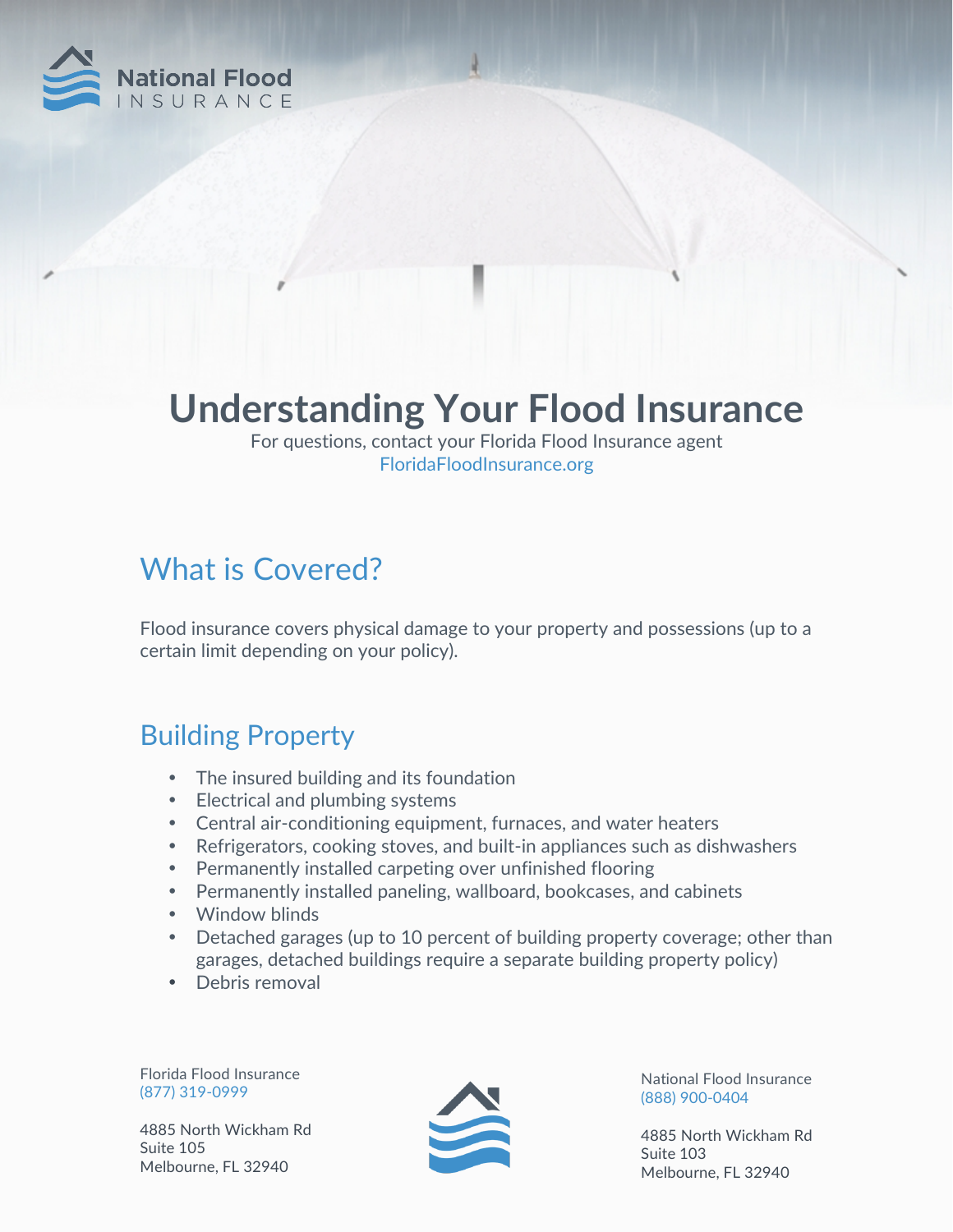National Flood
INSURANCE

# Understanding Your Flood Insurance

For questions, contact your Florida Flood Insurance agent
FloridaFloodInsurance.org

## What is Covered?

Flood insurance covers physical damage to your property and possessions (up to a certain limit depending on your policy).

## Building Property

- The insured building and its foundation
- Electrical and plumbing systems
- Central air-conditioning equipment, furnaces, and water heaters
- Refrigerators, cooking stoves, and built-in appliances such as dishwashers
- Permanently installed carpeting over unfinished flooring
- Permanently installed paneling, wallboard, bookcases, and cabinets
- Window blinds
- Detached garages (up to 10 percent of building property coverage; other than garages, detached buildings require a separate building property policy)
- Debris removal

Florida Flood Insurance
(877) 319-0999

4885 North Wickham Rd
Suite 105
Melbourne, FL 32940

National Flood Insurance
(888) 900-0404

4885 North Wickham Rd
Suite 103
Melbourne, FL 32940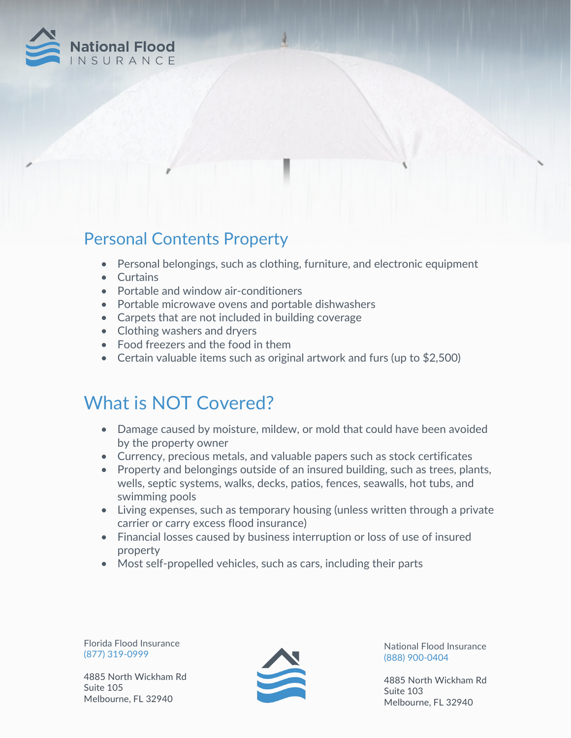## Personal Contents Property

- Personal belongings, such as clothing, furniture, and electronic equipment
- Curtains
- Portable and window air-conditioners
- Portable microwave ovens and portable dishwashers
- Carpets that are not included in building coverage
- Clothing washers and dryers
- Food freezers and the food in them
- Certain valuable items such as original artwork and furs (up to $2,500)

## What is NOT Covered?

- Damage caused by moisture, mildew, or mold that could have been avoided by the property owner
- Currency, precious metals, and valuable papers such as stock certificates
- Property and belongings outside of an insured building, such as trees, plants, wells, septic systems, walks, decks, patios, fences, seawalls, hot tubs, and swimming pools
- Living expenses, such as temporary housing (unless written through a private carrier or carry excess flood insurance)
- Financial losses caused by business interruption or loss of use of insured property
- Most self-propelled vehicles, such as cars, including their parts

Florida Flood Insurance
(877) 319-0999

4885 North Wickham Rd
Suite 105
Melbourne, FL 32940

National Flood Insurance
(888) 900-0404

4885 North Wickham Rd
Suite 103
Melbourne, FL 32940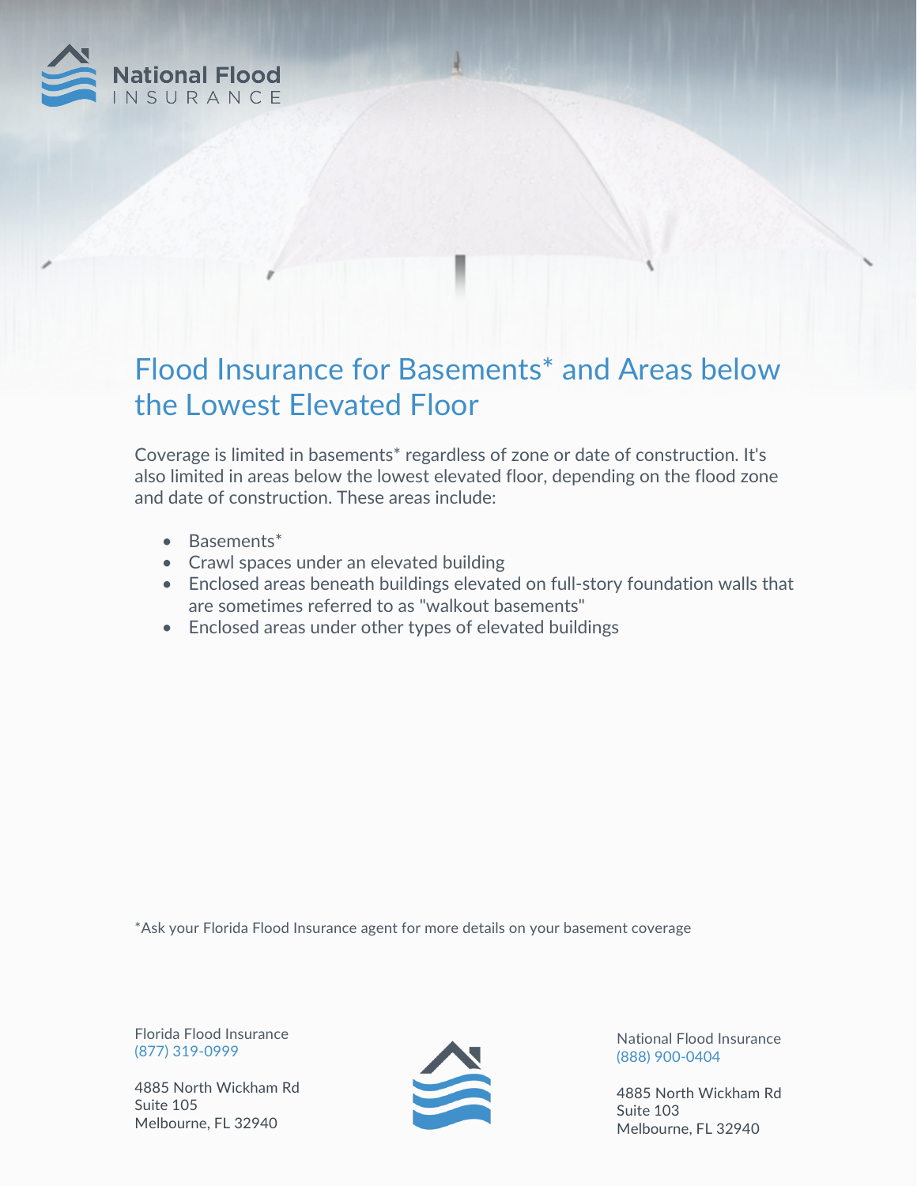National Flood
INSURANCE

# Flood Insurance for Basements* and Areas below the Lowest Elevated Floor

Coverage is limited in basements* regardless of zone or date of construction. It's also limited in areas below the lowest elevated floor, depending on the flood zone and date of construction. These areas include:

- Basements*
- Crawl spaces under an elevated building
- Enclosed areas beneath buildings elevated on full-story foundation walls that are sometimes referred to as "walkout basements"
- Enclosed areas under other types of elevated buildings

*Ask your Florida Flood Insurance agent for more details on your basement coverage

Florida Flood Insurance
(877) 319-0999

4885 North Wickham Rd
Suite 105
Melbourne, FL 32940

National Flood Insurance
(888) 900-0404

4885 North Wickham Rd
Suite 103
Melbourne, FL 32940